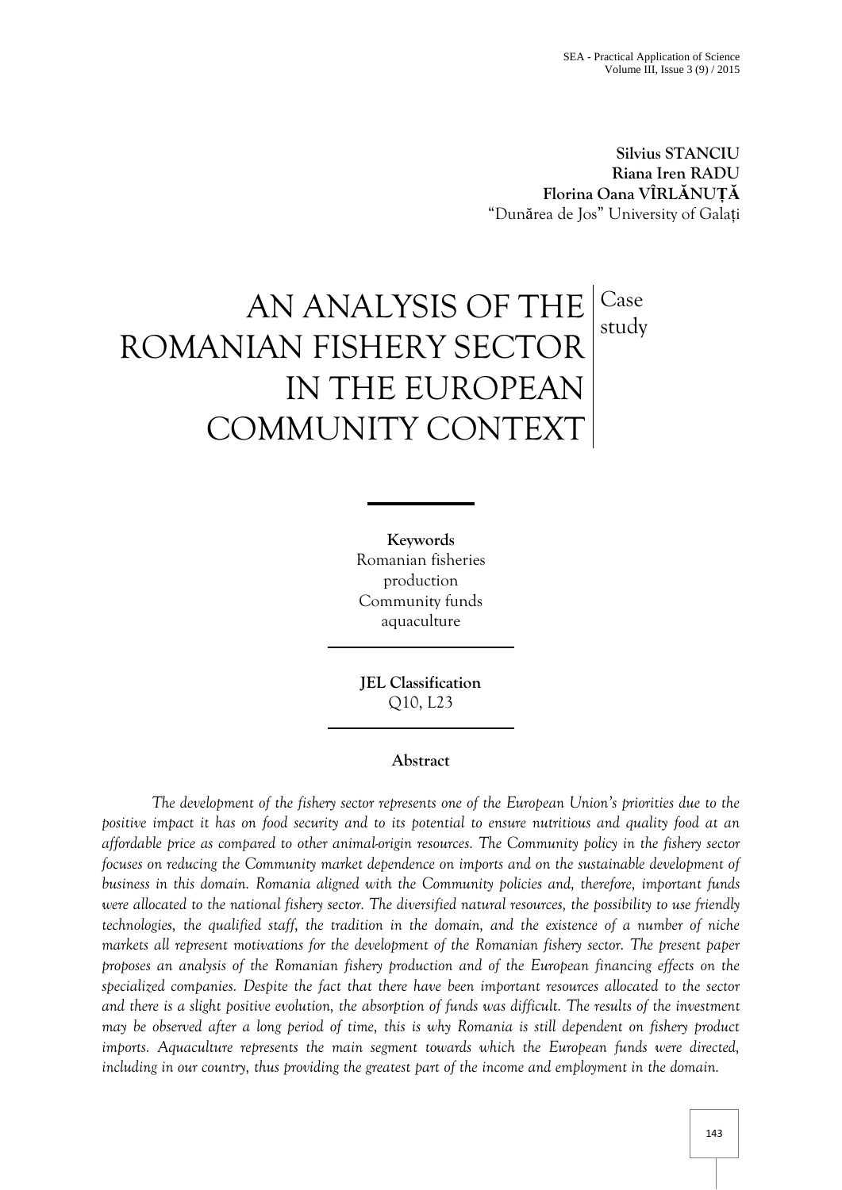**Silvius STANCIU**
**Riana Iren RADU**
**Florina Oana VÎRLĂNUȚĂ**
"Dunărea de Jos" University of Galați

# AN ANALYSIS OF THE ROMANIAN FISHERY SECTOR IN THE EUROPEAN COMMUNITY CONTEXT

Case study

**Keywords**
Romanian fisheries
production
Community funds
aquaculture

**JEL Classification**
Q10, L23

**Abstract**

*The development of the fishery sector represents one of the European Union's priorities due to the positive impact it has on food security and to its potential to ensure nutritious and quality food at an affordable price as compared to other animal-origin resources. The Community policy in the fishery sector focuses on reducing the Community market dependence on imports and on the sustainable development of business in this domain. Romania aligned with the Community policies and, therefore, important funds were allocated to the national fishery sector. The diversified natural resources, the possibility to use friendly technologies, the qualified staff, the tradition in the domain, and the existence of a number of niche markets all represent motivations for the development of the Romanian fishery sector. The present paper proposes an analysis of the Romanian fishery production and of the European financing effects on the specialized companies. Despite the fact that there have been important resources allocated to the sector and there is a slight positive evolution, the absorption of funds was difficult. The results of the investment may be observed after a long period of time, this is why Romania is still dependent on fishery product imports. Aquaculture represents the main segment towards which the European funds were directed, including in our country, thus providing the greatest part of the income and employment in the domain.*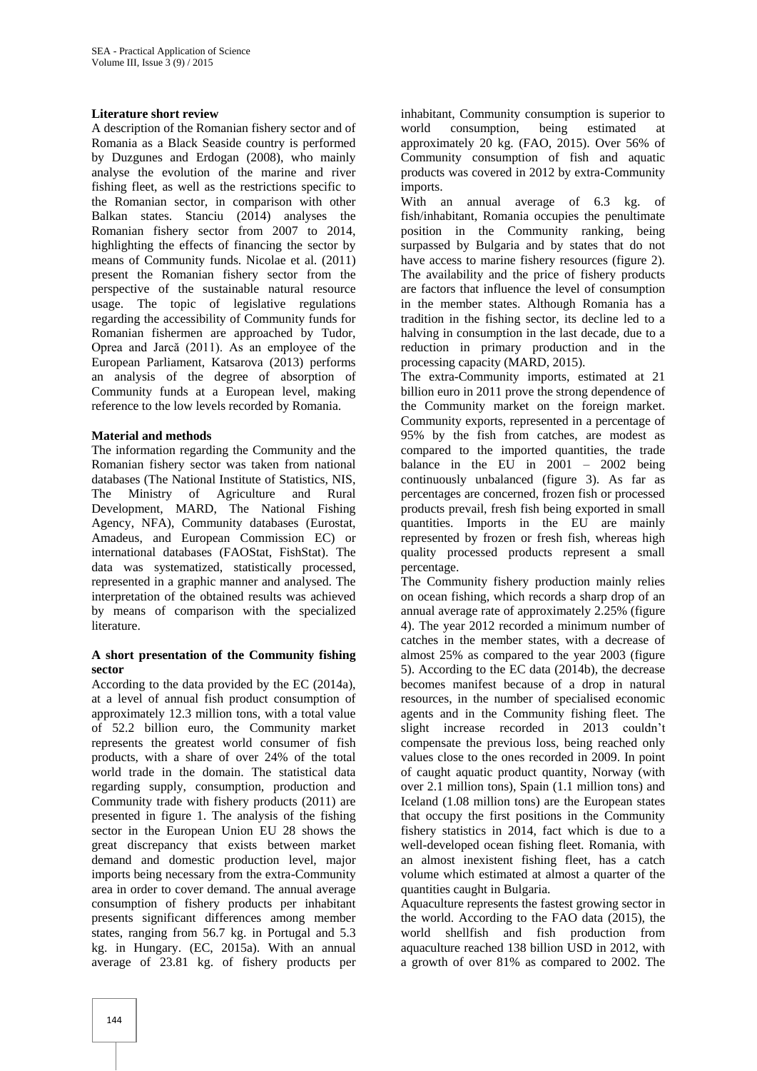**Literature short review**

A description of the Romanian fishery sector and of Romania as a Black Seaside country is performed by Duzgunes and Erdogan (2008), who mainly analyse the evolution of the marine and river fishing fleet, as well as the restrictions specific to the Romanian sector, in comparison with other Balkan states. Stanciu (2014) analyses the Romanian fishery sector from 2007 to 2014, highlighting the effects of financing the sector by means of Community funds. Nicolae et al. (2011) present the Romanian fishery sector from the perspective of the sustainable natural resource usage. The topic of legislative regulations regarding the accessibility of Community funds for Romanian fishermen are approached by Tudor, Oprea and Jarcă (2011). As an employee of the European Parliament, Katsarova (2013) performs an analysis of the degree of absorption of Community funds at a European level, making reference to the low levels recorded by Romania.

**Material and methods**

The information regarding the Community and the Romanian fishery sector was taken from national databases (The National Institute of Statistics, NIS, The Ministry of Agriculture and Rural Development, MARD, The National Fishing Agency, NFA), Community databases (Eurostat, Amadeus, and European Commission EC) or international databases (FAOStat, FishStat). The data was systematized, statistically processed, represented in a graphic manner and analysed. The interpretation of the obtained results was achieved by means of comparison with the specialized literature.

**A short presentation of the Community fishing sector**

According to the data provided by the EC (2014a), at a level of annual fish product consumption of approximately 12.3 million tons, with a total value of 52.2 billion euro, the Community market represents the greatest world consumer of fish products, with a share of over 24% of the total world trade in the domain. The statistical data regarding supply, consumption, production and Community trade with fishery products (2011) are presented in figure 1. The analysis of the fishing sector in the European Union EU 28 shows the great discrepancy that exists between market demand and domestic production level, major imports being necessary from the extra-Community area in order to cover demand. The annual average consumption of fishery products per inhabitant presents significant differences among member states, ranging from 56.7 kg. in Portugal and 5.3 kg. in Hungary. (EC, 2015a). With an annual average of 23.81 kg. of fishery products per inhabitant, Community consumption is superior to world consumption, being estimated at approximately 20 kg. (FAO, 2015). Over 56% of Community consumption of fish and aquatic products was covered in 2012 by extra-Community imports.

With an annual average of 6.3 kg. of fish/inhabitant, Romania occupies the penultimate position in the Community ranking, being surpassed by Bulgaria and by states that do not have access to marine fishery resources (figure 2). The availability and the price of fishery products are factors that influence the level of consumption in the member states. Although Romania has a tradition in the fishing sector, its decline led to a halving in consumption in the last decade, due to a reduction in primary production and in the processing capacity (MARD, 2015).

The extra-Community imports, estimated at 21 billion euro in 2011 prove the strong dependence of the Community market on the foreign market. Community exports, represented in a percentage of 95% by the fish from catches, are modest as compared to the imported quantities, the trade balance in the EU in 2001 – 2002 being continuously unbalanced (figure 3). As far as percentages are concerned, frozen fish or processed products prevail, fresh fish being exported in small quantities. Imports in the EU are mainly represented by frozen or fresh fish, whereas high quality processed products represent a small percentage.

The Community fishery production mainly relies on ocean fishing, which records a sharp drop of an annual average rate of approximately 2.25% (figure 4). The year 2012 recorded a minimum number of catches in the member states, with a decrease of almost 25% as compared to the year 2003 (figure 5). According to the EC data (2014b), the decrease becomes manifest because of a drop in natural resources, in the number of specialised economic agents and in the Community fishing fleet. The slight increase recorded in 2013 couldn't compensate the previous loss, being reached only values close to the ones recorded in 2009. In point of caught aquatic product quantity, Norway (with over 2.1 million tons), Spain (1.1 million tons) and Iceland (1.08 million tons) are the European states that occupy the first positions in the Community fishery statistics in 2014, fact which is due to a well-developed ocean fishing fleet. Romania, with an almost inexistent fishing fleet, has a catch volume which estimated at almost a quarter of the quantities caught in Bulgaria.

Aquaculture represents the fastest growing sector in the world. According to the FAO data (2015), the world shellfish and fish production from aquaculture reached 138 billion USD in 2012, with a growth of over 81% as compared to 2002. The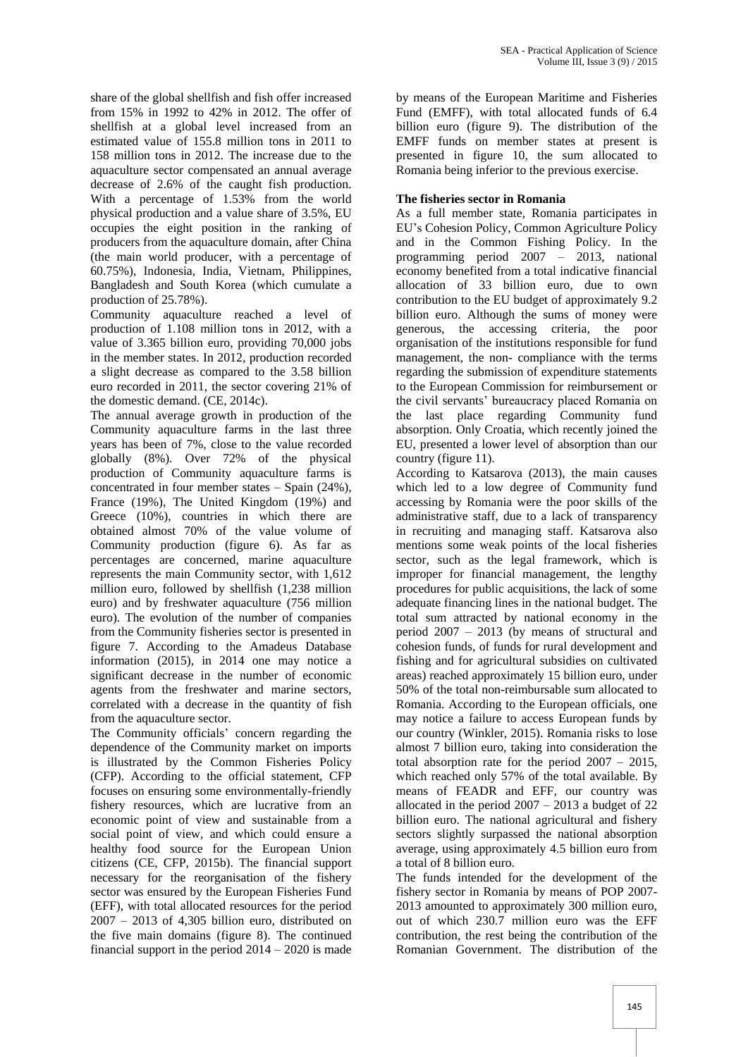share of the global shellfish and fish offer increased from 15% in 1992 to 42% in 2012. The offer of shellfish at a global level increased from an estimated value of 155.8 million tons in 2011 to 158 million tons in 2012. The increase due to the aquaculture sector compensated an annual average decrease of 2.6% of the caught fish production. With a percentage of 1.53% from the world physical production and a value share of 3.5%, EU occupies the eight position in the ranking of producers from the aquaculture domain, after China (the main world producer, with a percentage of 60.75%), Indonesia, India, Vietnam, Philippines, Bangladesh and South Korea (which cumulate a production of 25.78%).

Community aquaculture reached a level of production of 1.108 million tons in 2012, with a value of 3.365 billion euro, providing 70,000 jobs in the member states. In 2012, production recorded a slight decrease as compared to the 3.58 billion euro recorded in 2011, the sector covering 21% of the domestic demand. (CE, 2014c).

The annual average growth in production of the Community aquaculture farms in the last three years has been of 7%, close to the value recorded globally (8%). Over 72% of the physical production of Community aquaculture farms is concentrated in four member states – Spain (24%), France (19%), The United Kingdom (19%) and Greece (10%), countries in which there are obtained almost 70% of the value volume of Community production (figure 6). As far as percentages are concerned, marine aquaculture represents the main Community sector, with 1,612 million euro, followed by shellfish (1,238 million euro) and by freshwater aquaculture (756 million euro). The evolution of the number of companies from the Community fisheries sector is presented in figure 7. According to the Amadeus Database information (2015), in 2014 one may notice a significant decrease in the number of economic agents from the freshwater and marine sectors, correlated with a decrease in the quantity of fish from the aquaculture sector.

The Community officials' concern regarding the dependence of the Community market on imports is illustrated by the Common Fisheries Policy (CFP). According to the official statement, CFP focuses on ensuring some environmentally-friendly fishery resources, which are lucrative from an economic point of view and sustainable from a social point of view, and which could ensure a healthy food source for the European Union citizens (CE, CFP, 2015b). The financial support necessary for the reorganisation of the fishery sector was ensured by the European Fisheries Fund (EFF), with total allocated resources for the period 2007 – 2013 of 4,305 billion euro, distributed on the five main domains (figure 8). The continued financial support in the period 2014 – 2020 is made by means of the European Maritime and Fisheries Fund (EMFF), with total allocated funds of 6.4 billion euro (figure 9). The distribution of the EMFF funds on member states at present is presented in figure 10, the sum allocated to Romania being inferior to the previous exercise.

**The fisheries sector in Romania**

As a full member state, Romania participates in EU's Cohesion Policy, Common Agriculture Policy and in the Common Fishing Policy. In the programming period 2007 – 2013, national economy benefited from a total indicative financial allocation of 33 billion euro, due to own contribution to the EU budget of approximately 9.2 billion euro. Although the sums of money were generous, the accessing criteria, the poor organisation of the institutions responsible for fund management, the non- compliance with the terms regarding the submission of expenditure statements to the European Commission for reimbursement or the civil servants' bureaucracy placed Romania on the last place regarding Community fund absorption. Only Croatia, which recently joined the EU, presented a lower level of absorption than our country (figure 11).

According to Katsarova (2013), the main causes which led to a low degree of Community fund accessing by Romania were the poor skills of the administrative staff, due to a lack of transparency in recruiting and managing staff. Katsarova also mentions some weak points of the local fisheries sector, such as the legal framework, which is improper for financial management, the lengthy procedures for public acquisitions, the lack of some adequate financing lines in the national budget. The total sum attracted by national economy in the period 2007 – 2013 (by means of structural and cohesion funds, of funds for rural development and fishing and for agricultural subsidies on cultivated areas) reached approximately 15 billion euro, under 50% of the total non-reimbursable sum allocated to Romania. According to the European officials, one may notice a failure to access European funds by our country (Winkler, 2015). Romania risks to lose almost 7 billion euro, taking into consideration the total absorption rate for the period 2007 – 2015, which reached only 57% of the total available. By means of FEADR and EFF, our country was allocated in the period 2007 – 2013 a budget of 22 billion euro. The national agricultural and fishery sectors slightly surpassed the national absorption average, using approximately 4.5 billion euro from a total of 8 billion euro.

The funds intended for the development of the fishery sector in Romania by means of POP 2007-2013 amounted to approximately 300 million euro, out of which 230.7 million euro was the EFF contribution, the rest being the contribution of the Romanian Government. The distribution of the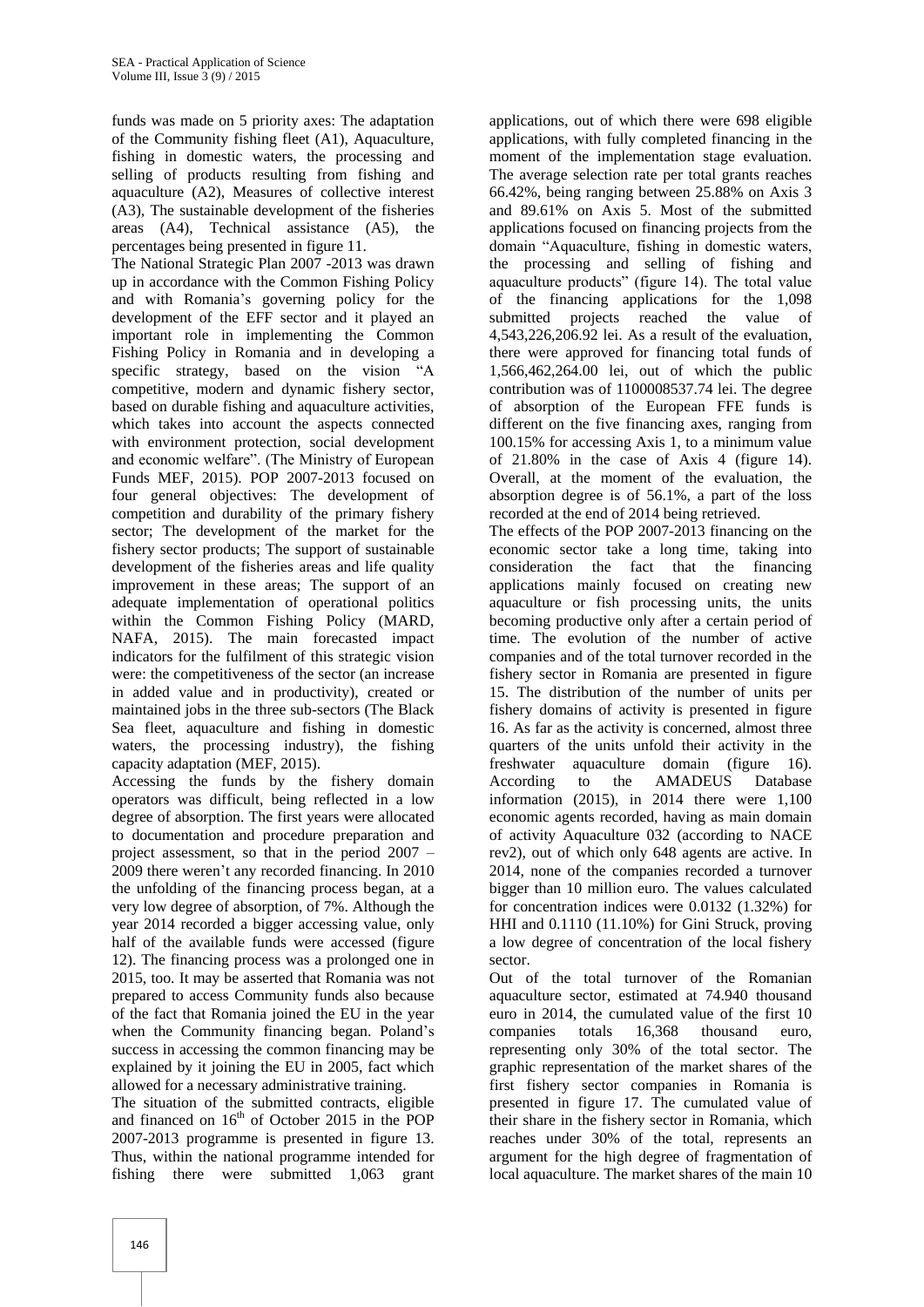funds was made on 5 priority axes: The adaptation of the Community fishing fleet (A1), Aquaculture, fishing in domestic waters, the processing and selling of products resulting from fishing and aquaculture (A2), Measures of collective interest (A3), The sustainable development of the fisheries areas (A4), Technical assistance (A5), the percentages being presented in figure 11.

The National Strategic Plan 2007 -2013 was drawn up in accordance with the Common Fishing Policy and with Romania's governing policy for the development of the EFF sector and it played an important role in implementing the Common Fishing Policy in Romania and in developing a specific strategy, based on the vision "A competitive, modern and dynamic fishery sector, based on durable fishing and aquaculture activities, which takes into account the aspects connected with environment protection, social development and economic welfare". (The Ministry of European Funds MEF, 2015). POP 2007-2013 focused on four general objectives: The development of competition and durability of the primary fishery sector; The development of the market for the fishery sector products; The support of sustainable development of the fisheries areas and life quality improvement in these areas; The support of an adequate implementation of operational politics within the Common Fishing Policy (MARD, NAFA, 2015). The main forecasted impact indicators for the fulfilment of this strategic vision were: the competitiveness of the sector (an increase in added value and in productivity), created or maintained jobs in the three sub-sectors (The Black Sea fleet, aquaculture and fishing in domestic waters, the processing industry), the fishing capacity adaptation (MEF, 2015).

Accessing the funds by the fishery domain operators was difficult, being reflected in a low degree of absorption. The first years were allocated to documentation and procedure preparation and project assessment, so that in the period 2007 – 2009 there weren't any recorded financing. In 2010 the unfolding of the financing process began, at a very low degree of absorption, of 7%. Although the year 2014 recorded a bigger accessing value, only half of the available funds were accessed (figure 12). The financing process was a prolonged one in 2015, too. It may be asserted that Romania was not prepared to access Community funds also because of the fact that Romania joined the EU in the year when the Community financing began. Poland's success in accessing the common financing may be explained by it joining the EU in 2005, fact which allowed for a necessary administrative training.

The situation of the submitted contracts, eligible and financed on 16th of October 2015 in the POP 2007-2013 programme is presented in figure 13. Thus, within the national programme intended for fishing there were submitted 1,063 grant applications, out of which there were 698 eligible applications, with fully completed financing in the moment of the implementation stage evaluation. The average selection rate per total grants reaches 66.42%, being ranging between 25.88% on Axis 3 and 89.61% on Axis 5. Most of the submitted applications focused on financing projects from the domain "Aquaculture, fishing in domestic waters, the processing and selling of fishing and aquaculture products" (figure 14). The total value of the financing applications for the 1,098 submitted projects reached the value of 4,543,226,206.92 lei. As a result of the evaluation, there were approved for financing total funds of 1,566,462,264.00 lei, out of which the public contribution was of 1100008537.74 lei. The degree of absorption of the European FFE funds is different on the five financing axes, ranging from 100.15% for accessing Axis 1, to a minimum value of 21.80% in the case of Axis 4 (figure 14). Overall, at the moment of the evaluation, the absorption degree is of 56.1%, a part of the loss recorded at the end of 2014 being retrieved.

The effects of the POP 2007-2013 financing on the economic sector take a long time, taking into consideration the fact that the financing applications mainly focused on creating new aquaculture or fish processing units, the units becoming productive only after a certain period of time. The evolution of the number of active companies and of the total turnover recorded in the fishery sector in Romania are presented in figure 15. The distribution of the number of units per fishery domains of activity is presented in figure 16. As far as the activity is concerned, almost three quarters of the units unfold their activity in the freshwater aquaculture domain (figure 16). According to the AMADEUS Database information (2015), in 2014 there were 1,100 economic agents recorded, having as main domain of activity Aquaculture 032 (according to NACE rev2), out of which only 648 agents are active. In 2014, none of the companies recorded a turnover bigger than 10 million euro. The values calculated for concentration indices were 0.0132 (1.32%) for HHI and 0.1110 (11.10%) for Gini Struck, proving a low degree of concentration of the local fishery sector.

Out of the total turnover of the Romanian aquaculture sector, estimated at 74.940 thousand euro in 2014, the cumulated value of the first 10 companies totals 16,368 thousand euro, representing only 30% of the total sector. The graphic representation of the market shares of the first fishery sector companies in Romania is presented in figure 17. The cumulated value of their share in the fishery sector in Romania, which reaches under 30% of the total, represents an argument for the high degree of fragmentation of local aquaculture. The market shares of the main 10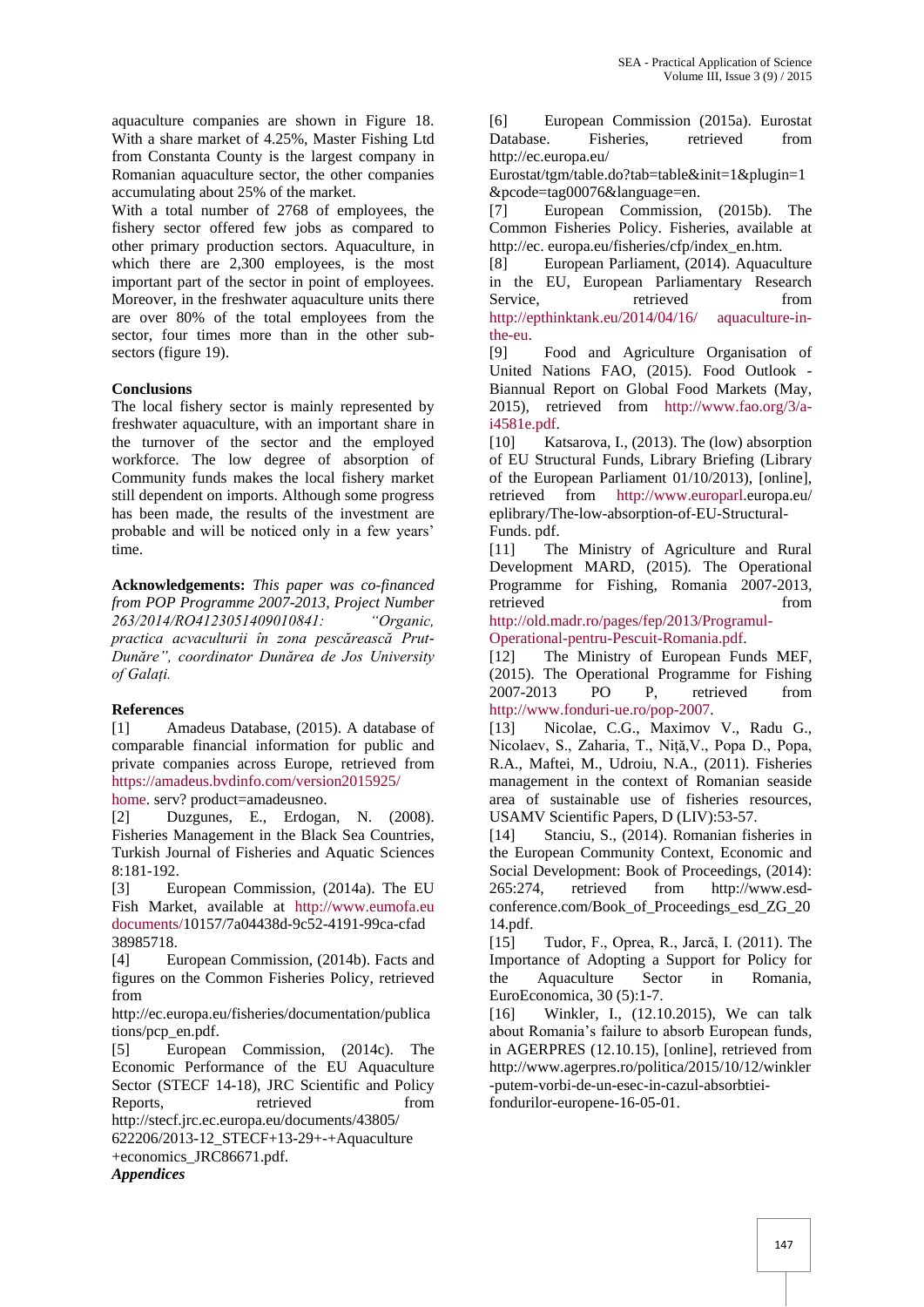aquaculture companies are shown in Figure 18. With a share market of 4.25%, Master Fishing Ltd from Constanta County is the largest company in Romanian aquaculture sector, the other companies accumulating about 25% of the market.

With a total number of 2768 of employees, the fishery sector offered few jobs as compared to other primary production sectors. Aquaculture, in which there are 2,300 employees, is the most important part of the sector in point of employees. Moreover, in the freshwater aquaculture units there are over 80% of the total employees from the sector, four times more than in the other sub-sectors (figure 19).

## Conclusions

The local fishery sector is mainly represented by freshwater aquaculture, with an important share in the turnover of the sector and the employed workforce. The low degree of absorption of Community funds makes the local fishery market still dependent on imports. Although some progress has been made, the results of the investment are probable and will be noticed only in a few years' time.

**Acknowledgements:** *This paper was co-financed from POP Programme 2007-2013, Project Number 263/2014/RO4123051409010841: "Organic, practica acvaculturii în zona pescărească Prut-Dunăre", coordinator Dunărea de Jos University of Galați.*

## References

[1] Amadeus Database, (2015). A database of comparable financial information for public and private companies across Europe, retrieved from https://amadeus.bvdinfo.com/version2015925/home. serv? product=amadeusneo.

[2] Duzgunes, E., Erdogan, N. (2008). Fisheries Management in the Black Sea Countries, Turkish Journal of Fisheries and Aquatic Sciences 8:181-192.

[3] European Commission, (2014a). The EU Fish Market, available at http://www.eumofa.eu documents/10157/7a04438d-9c52-4191-99ca-cfad 38985718.

[4] European Commission, (2014b). Facts and figures on the Common Fisheries Policy, retrieved from http://ec.europa.eu/fisheries/documentation/publications/pcp_en.pdf.

[5] European Commission, (2014c). The Economic Performance of the EU Aquaculture Sector (STECF 14-18), JRC Scientific and Policy Reports, retrieved from http://stecf.jrc.ec.europa.eu/documents/43805/622206/2013-12_STECF+13-29+-+Aquaculture+economics_JRC86671.pdf.

***Appendices***

[6] European Commission (2015a). Eurostat Database. Fisheries, retrieved from http://ec.europa.eu/Eurostat/tgm/table.do?tab=table&init=1&plugin=1&pcode=tag00076&language=en.

[7] European Commission, (2015b). The Common Fisheries Policy. Fisheries, available at http://ec. europa.eu/fisheries/cfp/index_en.htm.

[8] European Parliament, (2014). Aquaculture in the EU, European Parliamentary Research Service, retrieved from http://epthinktank.eu/2014/04/16/ aquaculture-in-the-eu.

[9] Food and Agriculture Organisation of United Nations FAO, (2015). Food Outlook - Biannual Report on Global Food Markets (May, 2015), retrieved from http://www.fao.org/3/a-i4581e.pdf.

[10] Katsarova, I., (2013). The (low) absorption of EU Structural Funds, Library Briefing (Library of the European Parliament 01/10/2013), [online], retrieved from http://www.europarl.europa.eu/eplibrary/The-low-absorption-of-EU-Structural-Funds. pdf.

[11] The Ministry of Agriculture and Rural Development MARD, (2015). The Operational Programme for Fishing, Romania 2007-2013, retrieved from http://old.madr.ro/pages/fep/2013/Programul-Operational-pentru-Pescuit-Romania.pdf.

[12] The Ministry of European Funds MEF, (2015). The Operational Programme for Fishing 2007-2013 PO P, retrieved from http://www.fonduri-ue.ro/pop-2007.

[13] Nicolae, C.G., Maximov V., Radu G., Nicolaev, S., Zaharia, T., Niță,V., Popa D., Popa, R.A., Maftei, M., Udroiu, N.A., (2011). Fisheries management in the context of Romanian seaside area of sustainable use of fisheries resources, USAMV Scientific Papers, D (LIV):53-57.

[14] Stanciu, S., (2014). Romanian fisheries in the European Community Context, Economic and Social Development: Book of Proceedings, (2014): 265:274, retrieved from http://www.esd-conference.com/Book_of_Proceedings_esd_ZG_2014.pdf.

[15] Tudor, F., Oprea, R., Jarcă, I. (2011). The Importance of Adopting a Support for Policy for the Aquaculture Sector in Romania, EuroEconomica, 30 (5):1-7.

[16] Winkler, I., (12.10.2015), We can talk about Romania's failure to absorb European funds, in AGERPRES (12.10.15), [online], retrieved from http://www.agerpres.ro/politica/2015/10/12/winkler-putem-vorbi-de-un-esec-in-cazul-absorbtiei-fondurilor-europene-16-05-01.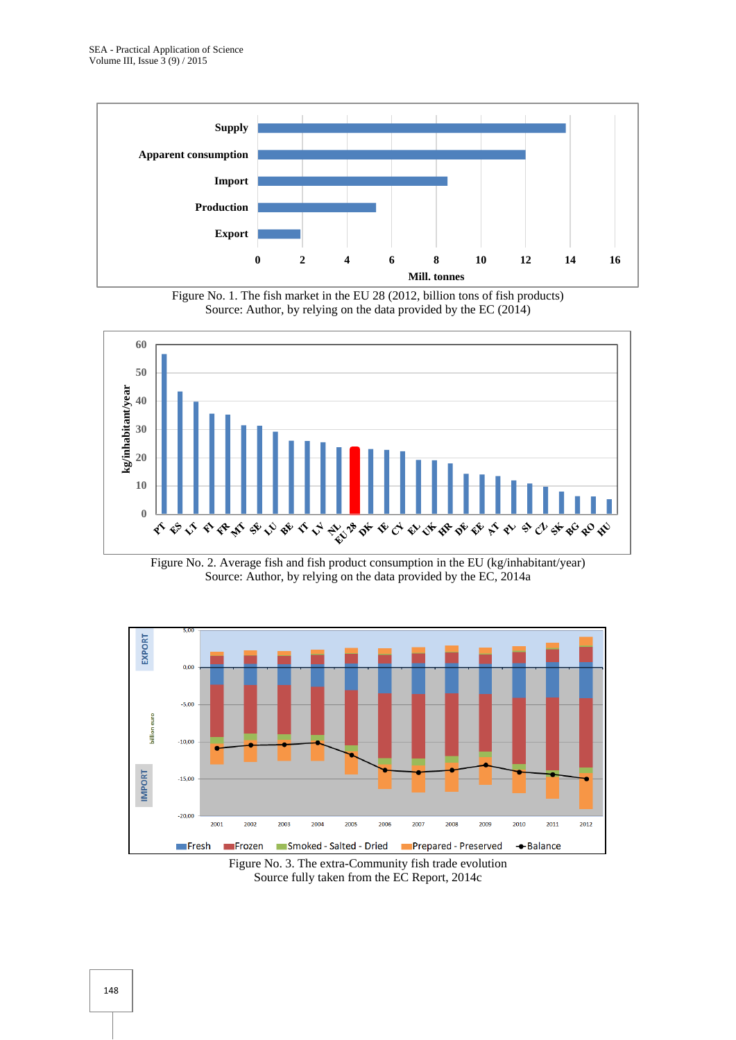Figure No. 1. The fish market in the EU 28 (2012, billion tons of fish products)
Source: Author, by relying on the data provided by the EC (2014)

Figure No. 2. Average fish and fish product consumption in the EU (kg/inhabitant/year)
Source: Author, by relying on the data provided by the EC, 2014a

Figure No. 3. The extra-Community fish trade evolution
Source fully taken from the EC Report, 2014c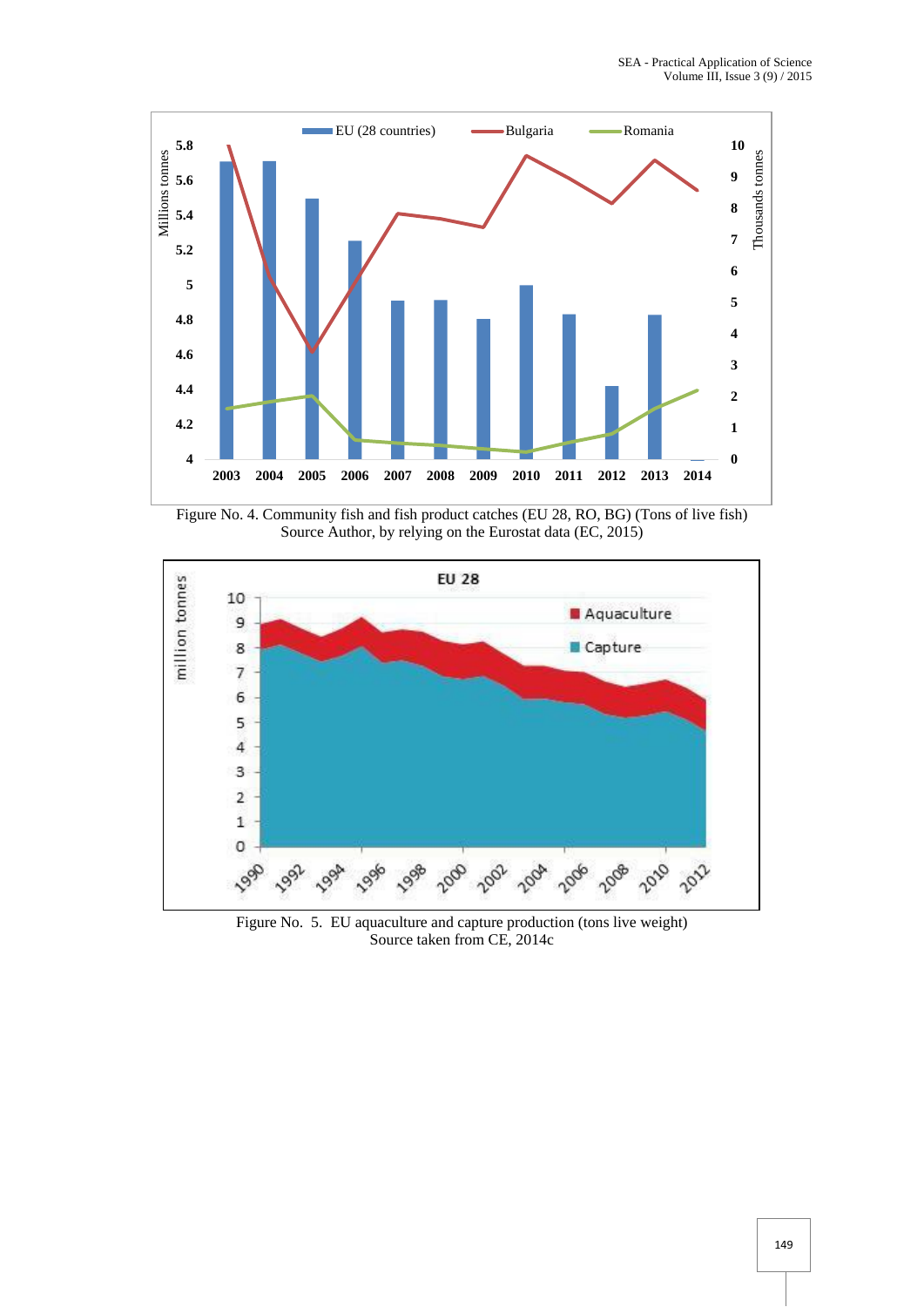Figure No. 4. Community fish and fish product catches (EU 28, RO, BG) (Tons of live fish)
Source Author, by relying on the Eurostat data (EC, 2015)

Figure No. 5. EU aquaculture and capture production (tons live weight)
Source taken from CE, 2014c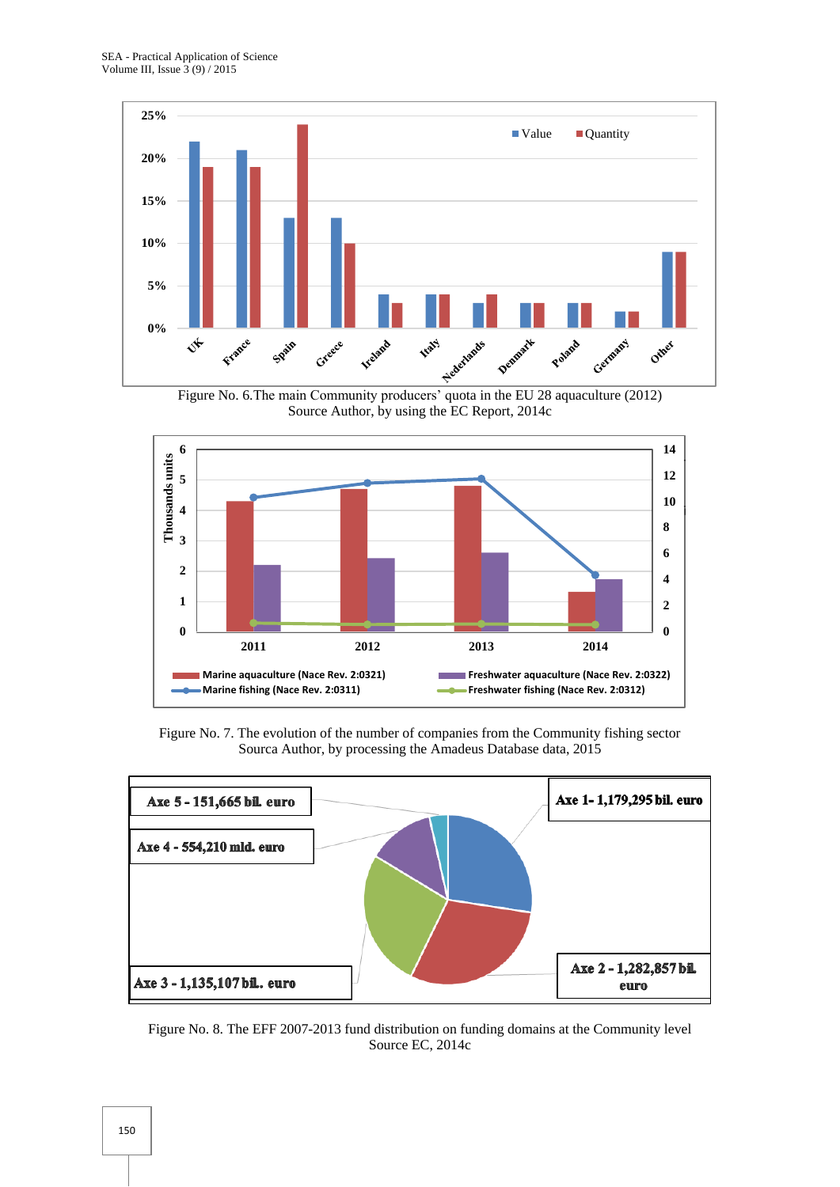Figure No. 6.The main Community producers' quota in the EU 28 aquaculture (2012)
Source Author, by using the EC Report, 2014c

Figure No. 7. The evolution of the number of companies from the Community fishing sector
Sourca Author, by processing the Amadeus Database data, 2015

Figure No. 8. The EFF 2007-2013 fund distribution on funding domains at the Community level
Source EC, 2014c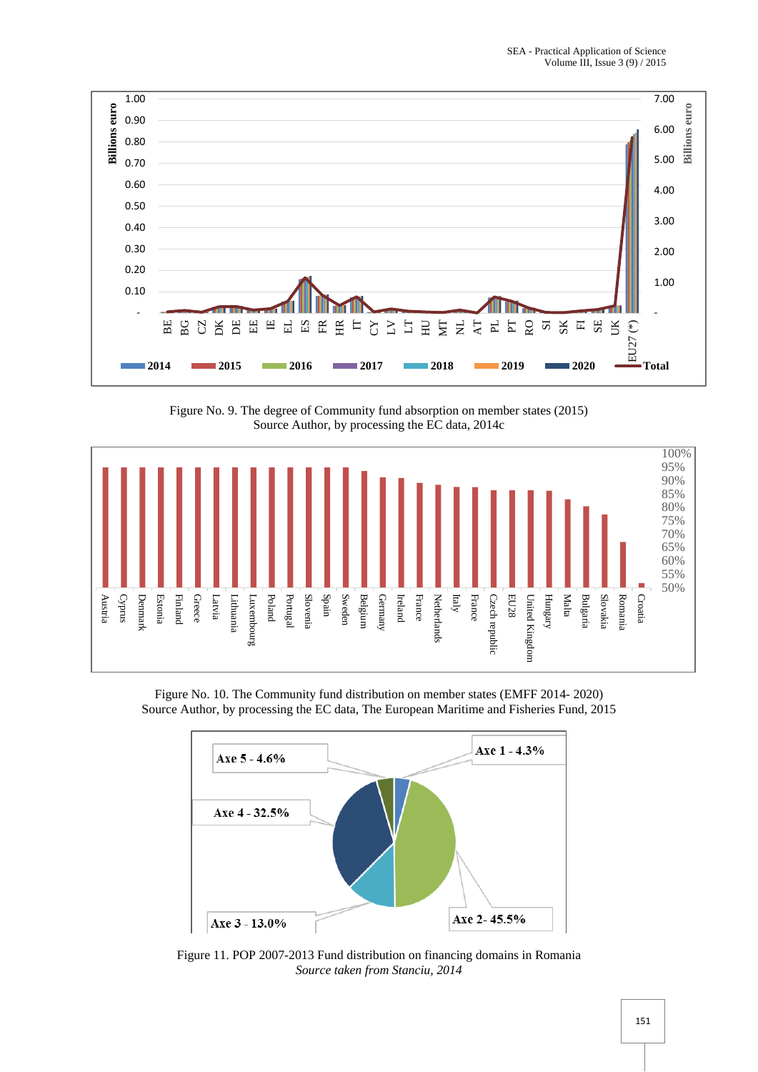Figure No. 9. The degree of Community fund absorption on member states (2015)
Source Author, by processing the EC data, 2014c

Figure No. 10. The Community fund distribution on member states (EMFF 2014- 2020)
Source Author, by processing the EC data, The European Maritime and Fisheries Fund, 2015

Figure 11. POP 2007-2013 Fund distribution on financing domains in Romania
*Source taken from Stanciu, 2014*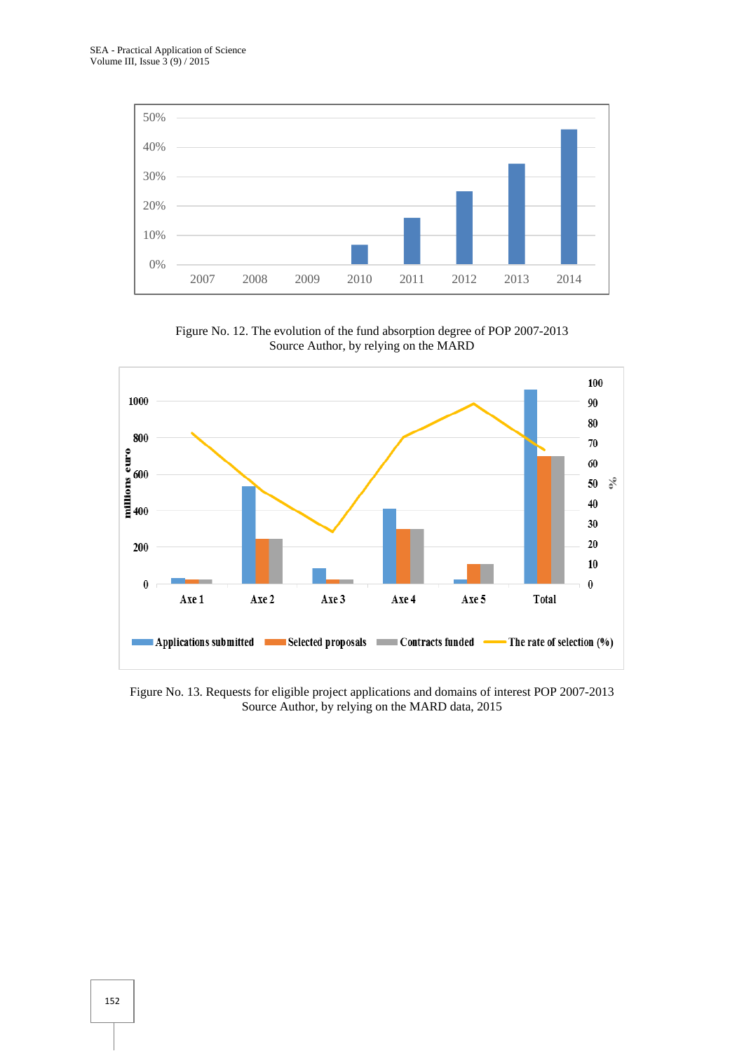Figure No. 12. The evolution of the fund absorption degree of POP 2007-2013
Source Author, by relying on the MARD

Figure No. 13. Requests for eligible project applications and domains of interest POP 2007-2013
Source Author, by relying on the MARD data, 2015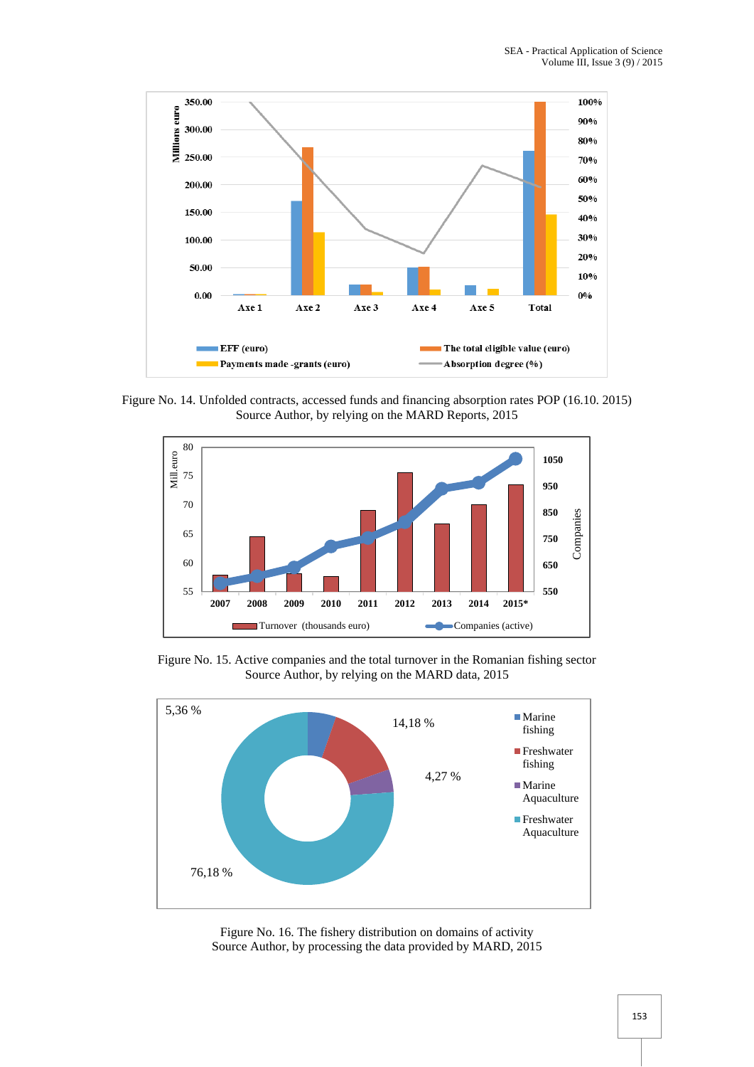Figure No. 14. Unfolded contracts, accessed funds and financing absorption rates POP (16.10. 2015)
Source Author, by relying on the MARD Reports, 2015

Figure No. 15. Active companies and the total turnover in the Romanian fishing sector
Source Author, by relying on the MARD data, 2015

Figure No. 16. The fishery distribution on domains of activity
Source Author, by processing the data provided by MARD, 2015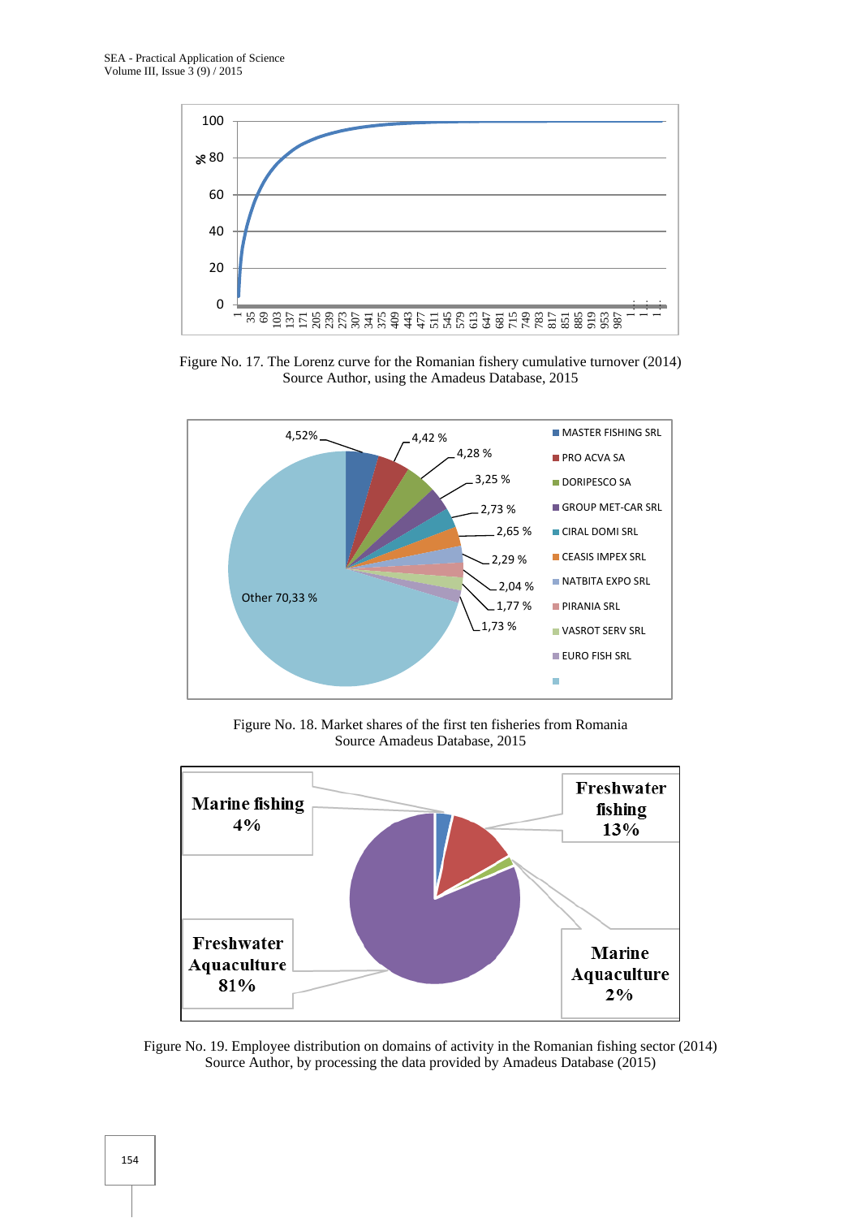100

% 80

60

40

20

0

1 35 69 103 137 171 205 239 273 307 341 375 409 443 477 511 545 579 613 647 681 715 749 783 817 851 885 919 953 987

Figure No. 17. The Lorenz curve for the Romanian fishery cumulative turnover (2014)
Source Author, using the Amadeus Database, 2015

4,52%

4,42 %

4,28 %

3,25 %

2,73 %

2,65 %

2,29 %

2,04 %

1,77 %

1,73 %

Other 70,33 %

MASTER FISHING SRL

PRO ACVA SA

DORIPESCO SA

GROUP MET-CAR SRL

CIRAL DOMI SRL

CEASIS IMPEX SRL

NATBITA EXPO SRL

PIRANIA SRL

VASROT SERV SRL

EURO FISH SRL

Figure No. 18. Market shares of the first ten fisheries from Romania
Source Amadeus Database, 2015

Marine fishing
4%

Freshwater fishing
13%

Freshwater Aquaculture
81%

Marine Aquaculture
2%

Figure No. 19. Employee distribution on domains of activity in the Romanian fishing sector (2014)
Source Author, by processing the data provided by Amadeus Database (2015)